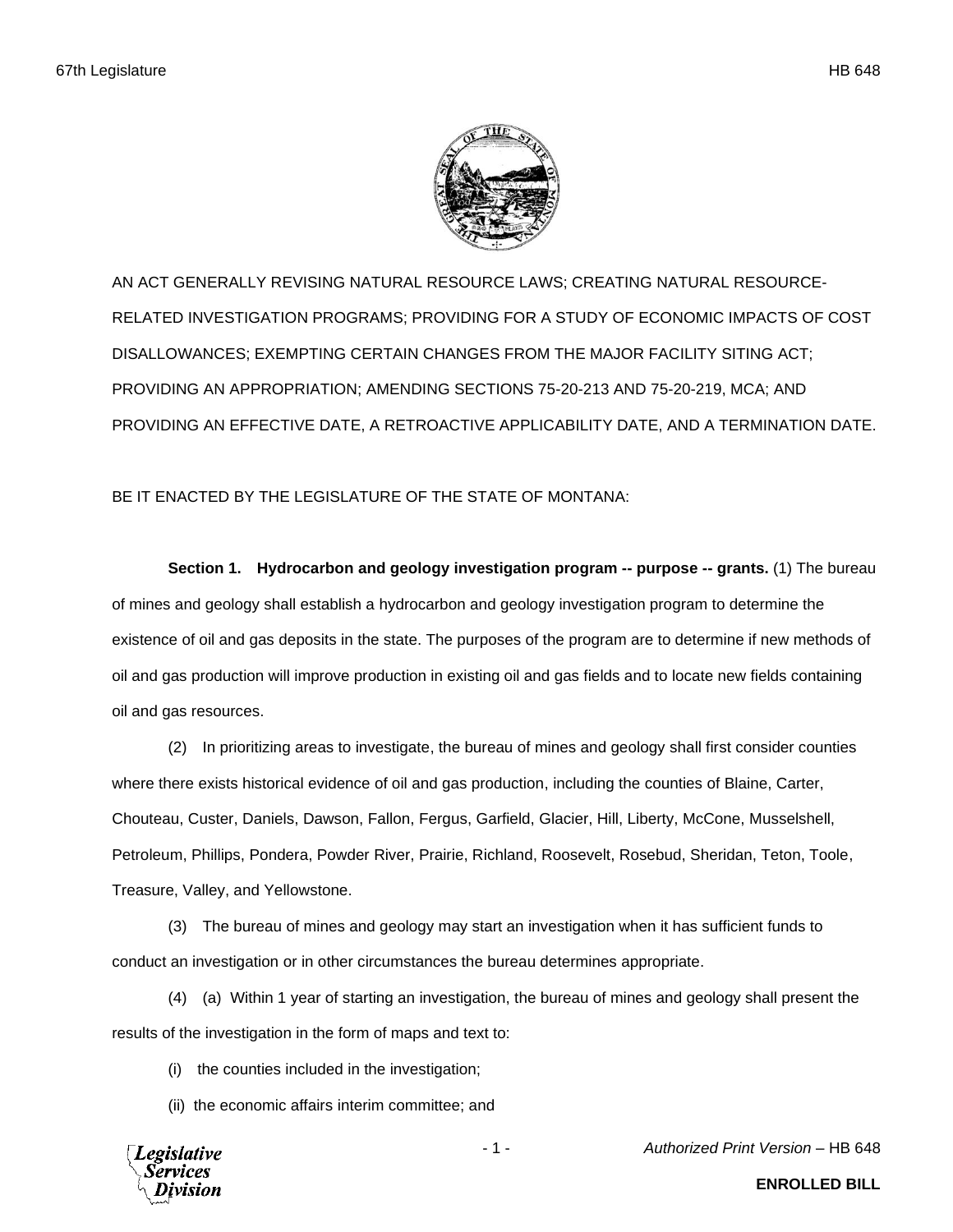AN ACT GENERALLY REVISING NATURAL RESOURCE LAWS; CREATING NATURAL RESOURCE-RELATED INVESTIGATION PROGRAMS; PROVIDING FOR A STUDY OF ECONOMIC IMPACTS OF COST DISALLOWANCES; EXEMPTING CERTAIN CHANGES FROM THE MAJOR FACILITY SITING ACT; PROVIDING AN APPROPRIATION; AMENDING SECTIONS 75-20-213 AND 75-20-219, MCA; AND PROVIDING AN EFFECTIVE DATE, A RETROACTIVE APPLICABILITY DATE, AND A TERMINATION DATE.

BE IT ENACTED BY THE LEGISLATURE OF THE STATE OF MONTANA:

**Section 1. Hydrocarbon and geology investigation program -- purpose -- grants.** (1) The bureau of mines and geology shall establish a hydrocarbon and geology investigation program to determine the existence of oil and gas deposits in the state. The purposes of the program are to determine if new methods of oil and gas production will improve production in existing oil and gas fields and to locate new fields containing oil and gas resources.

(2) In prioritizing areas to investigate, the bureau of mines and geology shall first consider counties where there exists historical evidence of oil and gas production, including the counties of Blaine, Carter, Chouteau, Custer, Daniels, Dawson, Fallon, Fergus, Garfield, Glacier, Hill, Liberty, McCone, Musselshell, Petroleum, Phillips, Pondera, Powder River, Prairie, Richland, Roosevelt, Rosebud, Sheridan, Teton, Toole, Treasure, Valley, and Yellowstone.

(3) The bureau of mines and geology may start an investigation when it has sufficient funds to conduct an investigation or in other circumstances the bureau determines appropriate.

(4) (a) Within 1 year of starting an investigation, the bureau of mines and geology shall present the results of the investigation in the form of maps and text to:

(i) the counties included in the investigation;

(ii) the economic affairs interim committee; and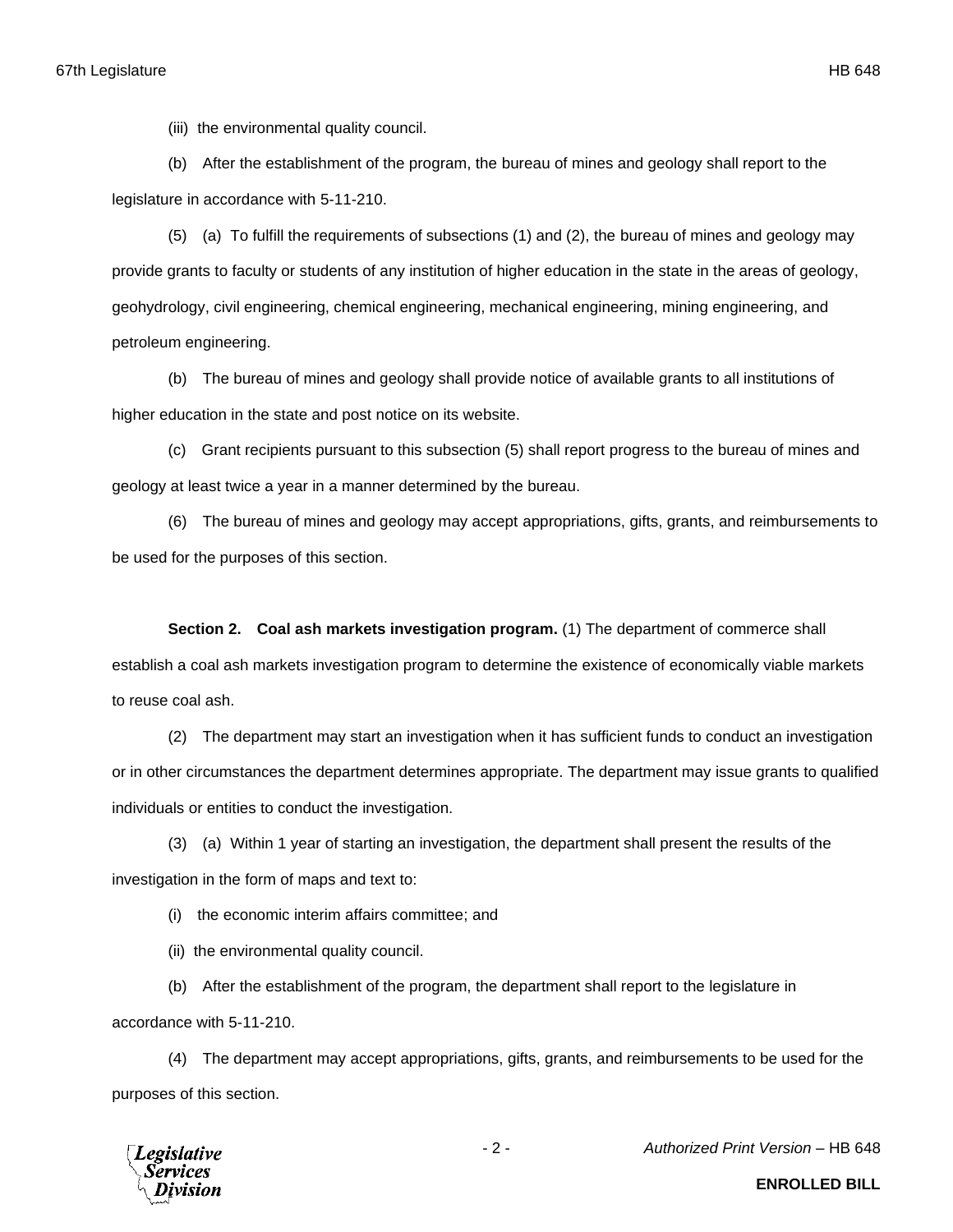(iii) the environmental quality council.

(b) After the establishment of the program, the bureau of mines and geology shall report to the legislature in accordance with 5-11-210.

(5) (a) To fulfill the requirements of subsections (1) and (2), the bureau of mines and geology may provide grants to faculty or students of any institution of higher education in the state in the areas of geology, geohydrology, civil engineering, chemical engineering, mechanical engineering, mining engineering, and petroleum engineering.

(b) The bureau of mines and geology shall provide notice of available grants to all institutions of higher education in the state and post notice on its website.

(c) Grant recipients pursuant to this subsection (5) shall report progress to the bureau of mines and geology at least twice a year in a manner determined by the bureau.

(6) The bureau of mines and geology may accept appropriations, gifts, grants, and reimbursements to be used for the purposes of this section.

**Section 2. Coal ash markets investigation program.** (1) The department of commerce shall establish a coal ash markets investigation program to determine the existence of economically viable markets to reuse coal ash.

(2) The department may start an investigation when it has sufficient funds to conduct an investigation or in other circumstances the department determines appropriate. The department may issue grants to qualified individuals or entities to conduct the investigation.

(3) (a) Within 1 year of starting an investigation, the department shall present the results of the investigation in the form of maps and text to:

(i) the economic interim affairs committee; and

(ii) the environmental quality council.

(b) After the establishment of the program, the department shall report to the legislature in accordance with 5-11-210.

(4) The department may accept appropriations, gifts, grants, and reimbursements to be used for the purposes of this section.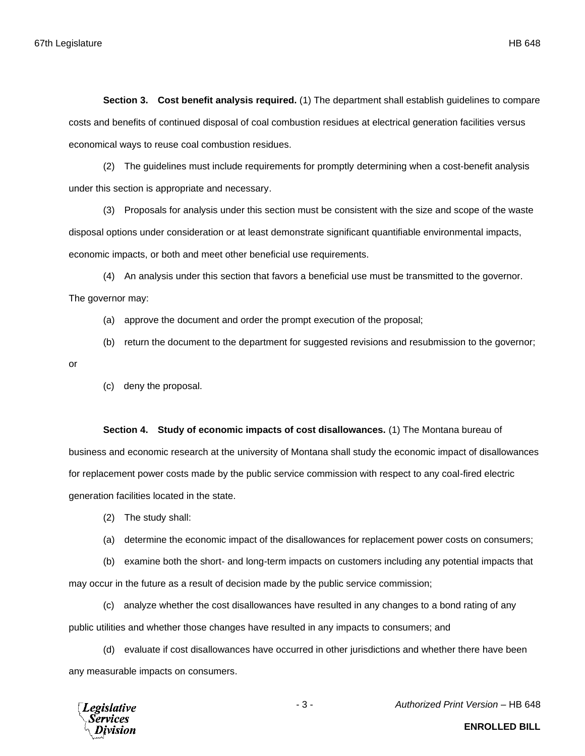**Section 3. Cost benefit analysis required.** (1) The department shall establish guidelines to compare costs and benefits of continued disposal of coal combustion residues at electrical generation facilities versus economical ways to reuse coal combustion residues.

(2) The guidelines must include requirements for promptly determining when a cost-benefit analysis under this section is appropriate and necessary.

(3) Proposals for analysis under this section must be consistent with the size and scope of the waste disposal options under consideration or at least demonstrate significant quantifiable environmental impacts, economic impacts, or both and meet other beneficial use requirements.

(4) An analysis under this section that favors a beneficial use must be transmitted to the governor. The governor may:

(a) approve the document and order the prompt execution of the proposal;

(b) return the document to the department for suggested revisions and resubmission to the governor; or

(c) deny the proposal.

**Section 4. Study of economic impacts of cost disallowances.** (1) The Montana bureau of business and economic research at the university of Montana shall study the economic impact of disallowances for replacement power costs made by the public service commission with respect to any coal-fired electric generation facilities located in the state.

(2) The study shall:

(a) determine the economic impact of the disallowances for replacement power costs on consumers;

(b) examine both the short- and long-term impacts on customers including any potential impacts that may occur in the future as a result of decision made by the public service commission;

(c) analyze whether the cost disallowances have resulted in any changes to a bond rating of any public utilities and whether those changes have resulted in any impacts to consumers; and

(d) evaluate if cost disallowances have occurred in other jurisdictions and whether there have been any measurable impacts on consumers.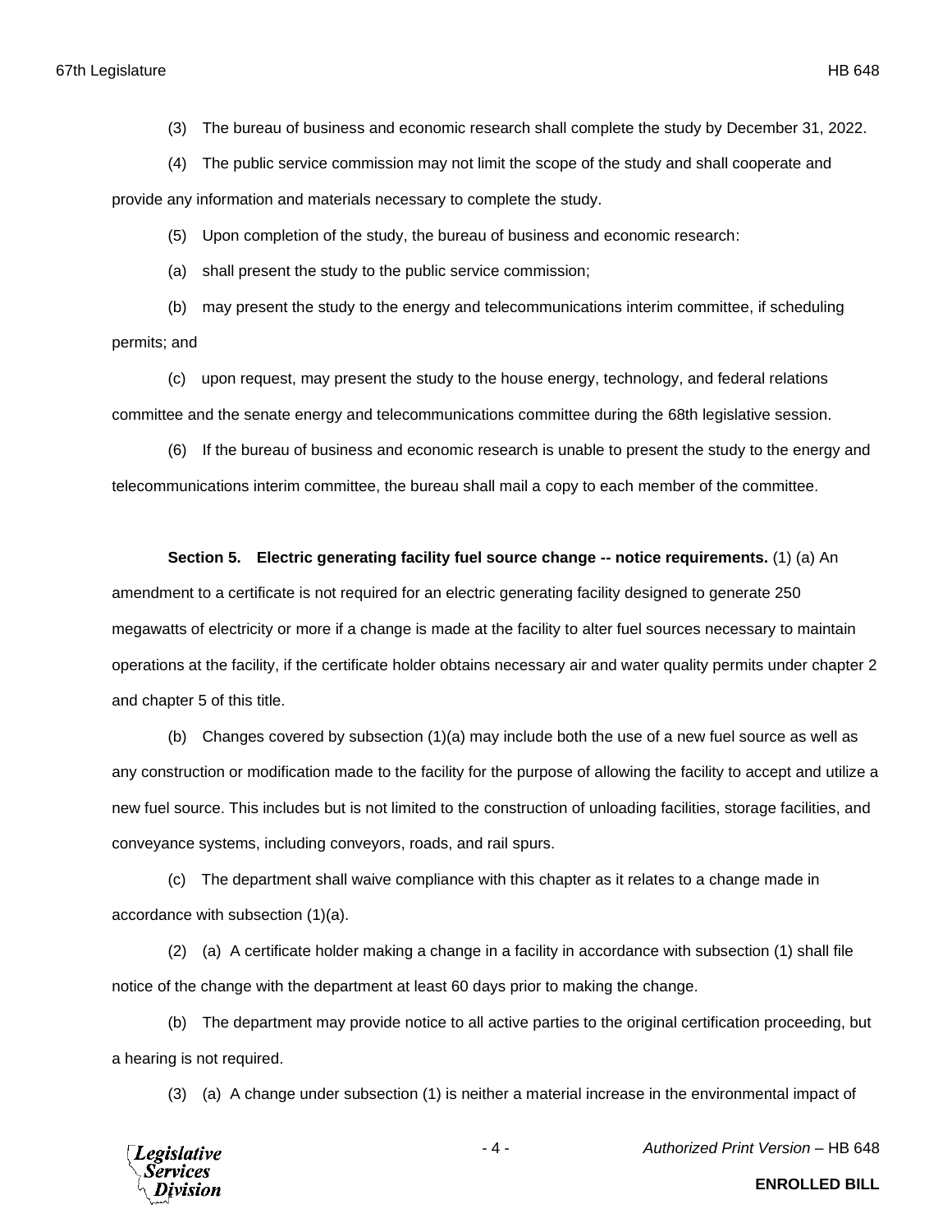(3) The bureau of business and economic research shall complete the study by December 31, 2022.

(4) The public service commission may not limit the scope of the study and shall cooperate and provide any information and materials necessary to complete the study.

(5) Upon completion of the study, the bureau of business and economic research:

(a) shall present the study to the public service commission;

(b) may present the study to the energy and telecommunications interim committee, if scheduling permits; and

(c) upon request, may present the study to the house energy, technology, and federal relations committee and the senate energy and telecommunications committee during the 68th legislative session.

(6) If the bureau of business and economic research is unable to present the study to the energy and telecommunications interim committee, the bureau shall mail a copy to each member of the committee.

**Section 5. Electric generating facility fuel source change -- notice requirements.** (1) (a) An amendment to a certificate is not required for an electric generating facility designed to generate 250 megawatts of electricity or more if a change is made at the facility to alter fuel sources necessary to maintain operations at the facility, if the certificate holder obtains necessary air and water quality permits under chapter 2 and chapter 5 of this title.

(b) Changes covered by subsection (1)(a) may include both the use of a new fuel source as well as any construction or modification made to the facility for the purpose of allowing the facility to accept and utilize a new fuel source. This includes but is not limited to the construction of unloading facilities, storage facilities, and conveyance systems, including conveyors, roads, and rail spurs.

(c) The department shall waive compliance with this chapter as it relates to a change made in accordance with subsection (1)(a).

(2) (a) A certificate holder making a change in a facility in accordance with subsection (1) shall file notice of the change with the department at least 60 days prior to making the change.

(b) The department may provide notice to all active parties to the original certification proceeding, but a hearing is not required.

(3) (a) A change under subsection (1) is neither a material increase in the environmental impact of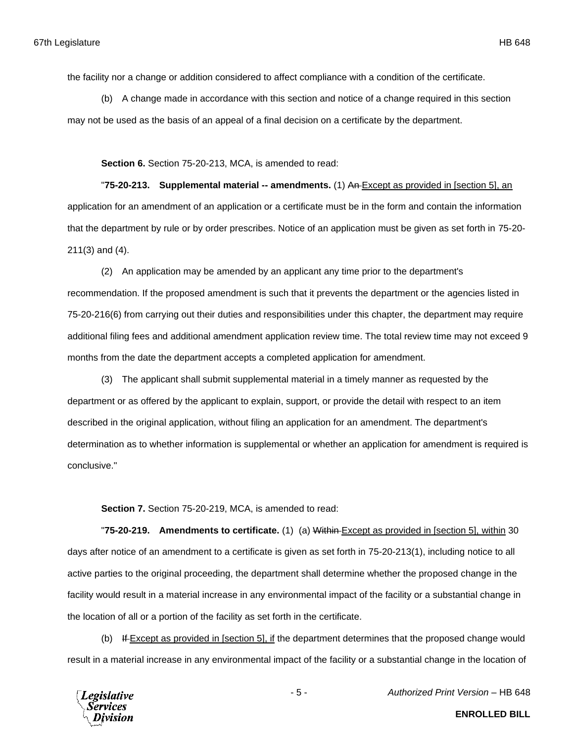the facility nor a change or addition considered to affect compliance with a condition of the certificate.

(b) A change made in accordance with this section and notice of a change required in this section may not be used as the basis of an appeal of a final decision on a certificate by the department.

**Section 6.** Section 75-20-213, MCA, is amended to read:

"**75-20-213. Supplemental material -- amendments.** (1) ~~An~~ Except as provided in [section 5], an application for an amendment of an application or a certificate must be in the form and contain the information that the department by rule or by order prescribes. Notice of an application must be given as set forth in 75-20-211(3) and (4).

(2) An application may be amended by an applicant any time prior to the department's recommendation. If the proposed amendment is such that it prevents the department or the agencies listed in 75-20-216(6) from carrying out their duties and responsibilities under this chapter, the department may require additional filing fees and additional amendment application review time. The total review time may not exceed 9 months from the date the department accepts a completed application for amendment.

(3) The applicant shall submit supplemental material in a timely manner as requested by the department or as offered by the applicant to explain, support, or provide the detail with respect to an item described in the original application, without filing an application for an amendment. The department's determination as to whether information is supplemental or whether an application for amendment is required is conclusive."

**Section 7.** Section 75-20-219, MCA, is amended to read:

"**75-20-219. Amendments to certificate.** (1) (a) ~~Within~~ Except as provided in [section 5], within 30 days after notice of an amendment to a certificate is given as set forth in 75-20-213(1), including notice to all active parties to the original proceeding, the department shall determine whether the proposed change in the facility would result in a material increase in any environmental impact of the facility or a substantial change in the location of all or a portion of the facility as set forth in the certificate.

(b) ~~If~~ Except as provided in [section 5], if the department determines that the proposed change would result in a material increase in any environmental impact of the facility or a substantial change in the location of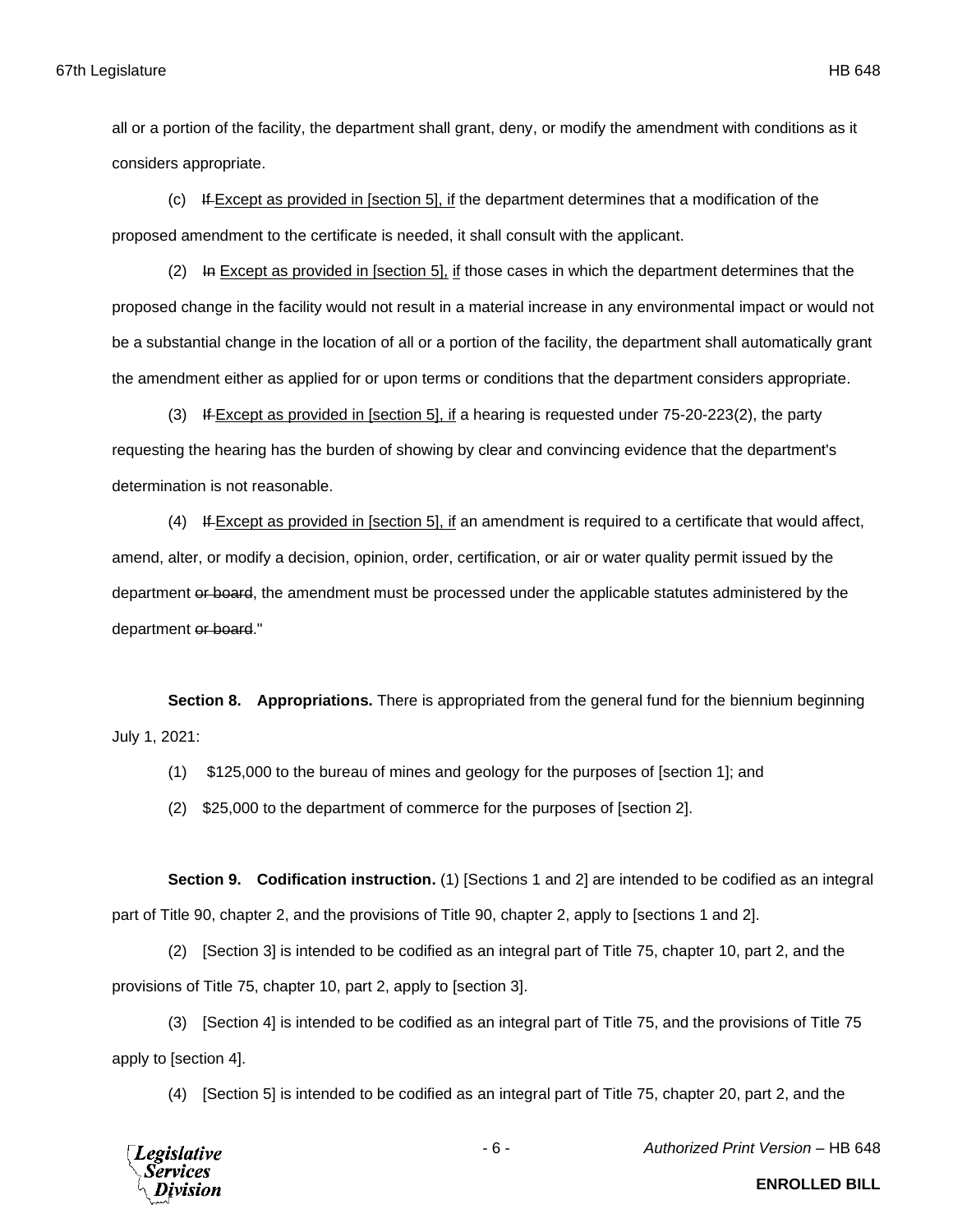all or a portion of the facility, the department shall grant, deny, or modify the amendment with conditions as it considers appropriate.

(c) ~~If~~ Except as provided in [section 5], if the department determines that a modification of the proposed amendment to the certificate is needed, it shall consult with the applicant.

(2) ~~In~~ Except as provided in [section 5], if those cases in which the department determines that the proposed change in the facility would not result in a material increase in any environmental impact or would not be a substantial change in the location of all or a portion of the facility, the department shall automatically grant the amendment either as applied for or upon terms or conditions that the department considers appropriate.

(3) ~~If~~ Except as provided in [section 5], if a hearing is requested under 75-20-223(2), the party requesting the hearing has the burden of showing by clear and convincing evidence that the department's determination is not reasonable.

(4) ~~If~~ Except as provided in [section 5], if an amendment is required to a certificate that would affect, amend, alter, or modify a decision, opinion, order, certification, or air or water quality permit issued by the department ~~or board~~, the amendment must be processed under the applicable statutes administered by the department ~~or board~~."

**Section 8. Appropriations.** There is appropriated from the general fund for the biennium beginning July 1, 2021:

(1) $125,000 to the bureau of mines and geology for the purposes of [section 1]; and

(2) $25,000 to the department of commerce for the purposes of [section 2].

**Section 9. Codification instruction.** (1) [Sections 1 and 2] are intended to be codified as an integral part of Title 90, chapter 2, and the provisions of Title 90, chapter 2, apply to [sections 1 and 2].

(2) [Section 3] is intended to be codified as an integral part of Title 75, chapter 10, part 2, and the provisions of Title 75, chapter 10, part 2, apply to [section 3].

(3) [Section 4] is intended to be codified as an integral part of Title 75, and the provisions of Title 75 apply to [section 4].

(4) [Section 5] is intended to be codified as an integral part of Title 75, chapter 20, part 2, and the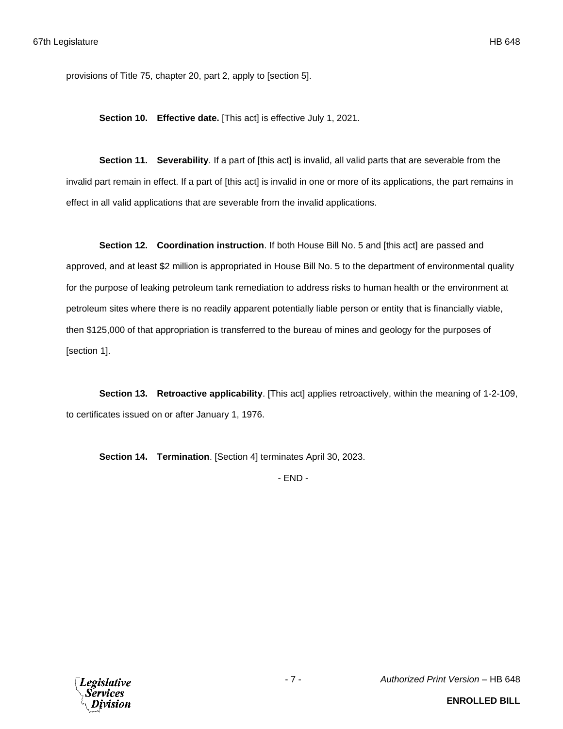provisions of Title 75, chapter 20, part 2, apply to [section 5].

**Section 10. Effective date.** [This act] is effective July 1, 2021.

**Section 11. Severability**. If a part of [this act] is invalid, all valid parts that are severable from the invalid part remain in effect. If a part of [this act] is invalid in one or more of its applications, the part remains in effect in all valid applications that are severable from the invalid applications.

**Section 12. Coordination instruction**. If both House Bill No. 5 and [this act] are passed and approved, and at least $2 million is appropriated in House Bill No. 5 to the department of environmental quality for the purpose of leaking petroleum tank remediation to address risks to human health or the environment at petroleum sites where there is no readily apparent potentially liable person or entity that is financially viable, then $125,000 of that appropriation is transferred to the bureau of mines and geology for the purposes of [section 1].

**Section 13. Retroactive applicability**. [This act] applies retroactively, within the meaning of 1-2-109, to certificates issued on or after January 1, 1976.

**Section 14. Termination**. [Section 4] terminates April 30, 2023.

- END -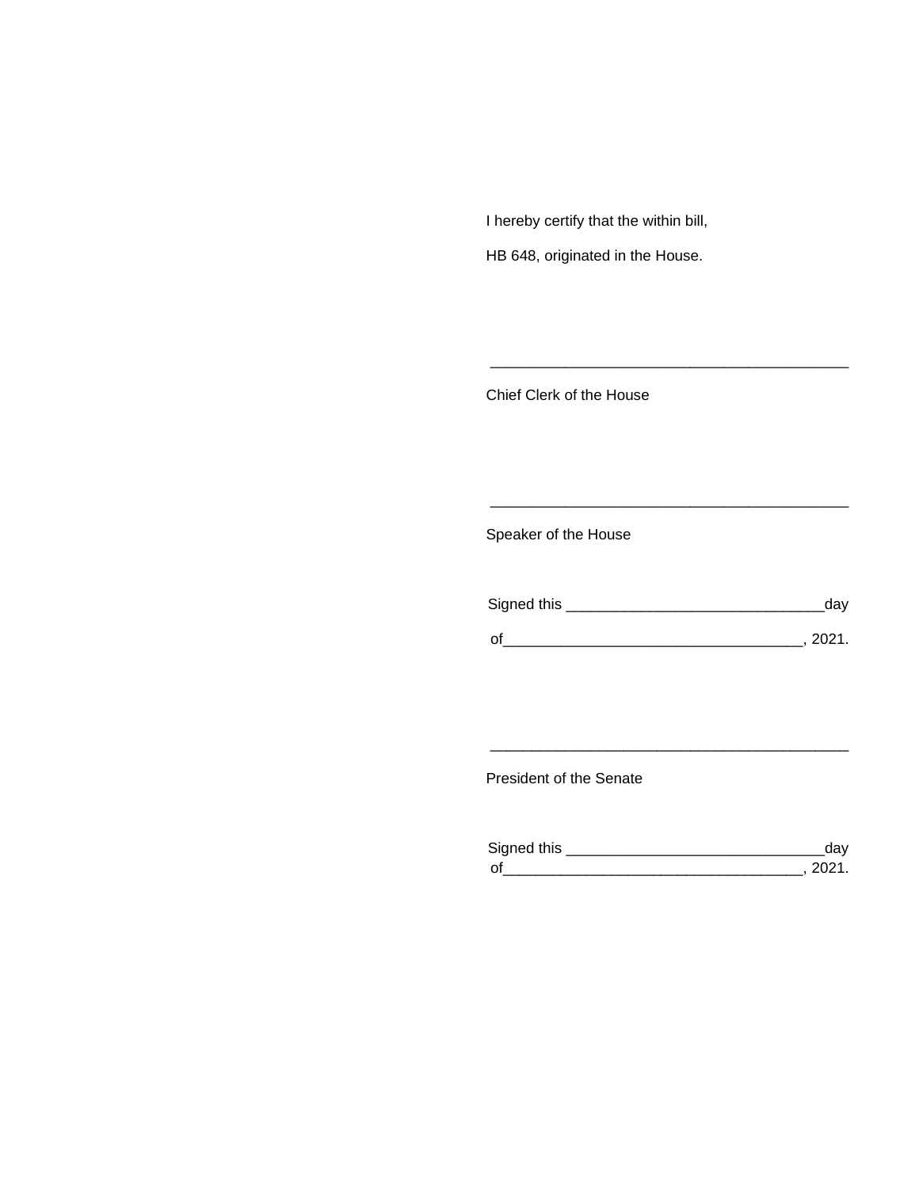I hereby certify that the within bill,

HB 648, originated in the House.

\_\_\_\_\_\_\_\_\_\_\_\_\_\_\_\_\_\_\_\_\_\_\_\_\_\_\_\_\_\_\_\_\_\_\_\_\_\_\_\_\_\_\_

Chief Clerk of the House

\_\_\_\_\_\_\_\_\_\_\_\_\_\_\_\_\_\_\_\_\_\_\_\_\_\_\_\_\_\_\_\_\_\_\_\_\_\_\_\_\_\_\_

Speaker of the House

Signed this \_\_\_\_\_\_\_\_\_\_\_\_\_\_\_\_\_\_\_\_\_\_\_\_\_\_\_\_\_\_day

of\_\_\_\_\_\_\_\_\_\_\_\_\_\_\_\_\_\_\_\_\_\_\_\_\_\_\_\_\_\_\_\_\_\_\_, 2021.

\_\_\_\_\_\_\_\_\_\_\_\_\_\_\_\_\_\_\_\_\_\_\_\_\_\_\_\_\_\_\_\_\_\_\_\_\_\_\_\_\_\_\_

President of the Senate

Signed this \_\_\_\_\_\_\_\_\_\_\_\_\_\_\_\_\_\_\_\_\_\_\_\_\_\_\_\_\_\_day

of\_\_\_\_\_\_\_\_\_\_\_\_\_\_\_\_\_\_\_\_\_\_\_\_\_\_\_\_\_\_\_\_\_\_\_, 2021.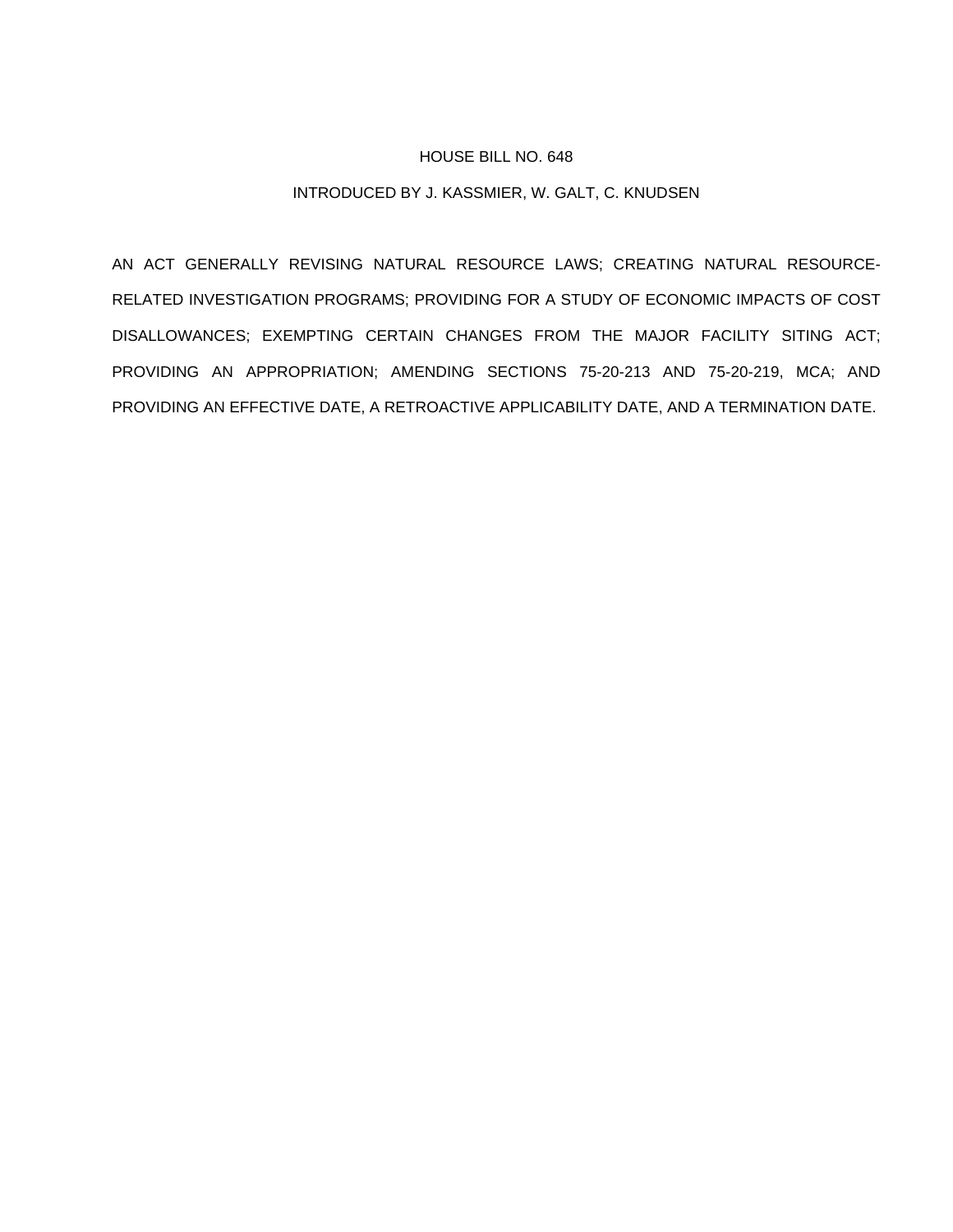HOUSE BILL NO. 648

INTRODUCED BY J. KASSMIER, W. GALT, C. KNUDSEN

AN ACT GENERALLY REVISING NATURAL RESOURCE LAWS; CREATING NATURAL RESOURCE-RELATED INVESTIGATION PROGRAMS; PROVIDING FOR A STUDY OF ECONOMIC IMPACTS OF COST DISALLOWANCES; EXEMPTING CERTAIN CHANGES FROM THE MAJOR FACILITY SITING ACT; PROVIDING AN APPROPRIATION; AMENDING SECTIONS 75-20-213 AND 75-20-219, MCA; AND PROVIDING AN EFFECTIVE DATE, A RETROACTIVE APPLICABILITY DATE, AND A TERMINATION DATE.